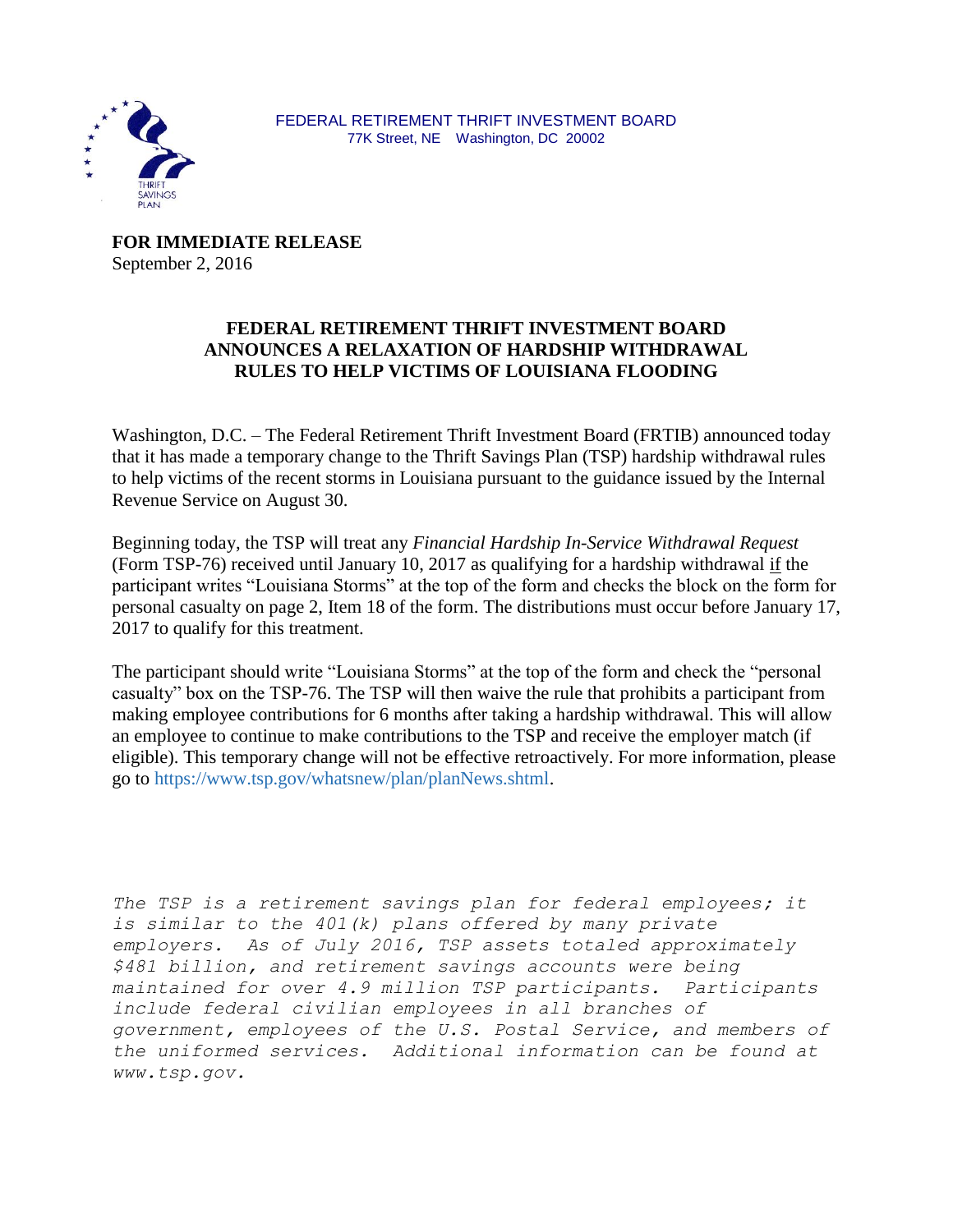FEDERAL RETIREMENT THRIFT INVESTMENT BOARD
77K Street, NE Washington, DC 20002

**FOR IMMEDIATE RELEASE**
September 2, 2016

## FEDERAL RETIREMENT THRIFT INVESTMENT BOARD ANNOUNCES A RELAXATION OF HARDSHIP WITHDRAWAL RULES TO HELP VICTIMS OF LOUISIANA FLOODING

Washington, D.C. – The Federal Retirement Thrift Investment Board (FRTIB) announced today that it has made a temporary change to the Thrift Savings Plan (TSP) hardship withdrawal rules to help victims of the recent storms in Louisiana pursuant to the guidance issued by the Internal Revenue Service on August 30.

Beginning today, the TSP will treat any *Financial Hardship In-Service Withdrawal Request* (Form TSP-76) received until January 10, 2017 as qualifying for a hardship withdrawal if the participant writes "Louisiana Storms" at the top of the form and checks the block on the form for personal casualty on page 2, Item 18 of the form. The distributions must occur before January 17, 2017 to qualify for this treatment.

The participant should write "Louisiana Storms" at the top of the form and check the "personal casualty" box on the TSP-76. The TSP will then waive the rule that prohibits a participant from making employee contributions for 6 months after taking a hardship withdrawal. This will allow an employee to continue to make contributions to the TSP and receive the employer match (if eligible). This temporary change will not be effective retroactively. For more information, please go to https://www.tsp.gov/whatsnew/plan/planNews.shtml.

*The TSP is a retirement savings plan for federal employees; it is similar to the 401(k) plans offered by many private employers. As of July 2016, TSP assets totaled approximately $481 billion, and retirement savings accounts were being maintained for over 4.9 million TSP participants. Participants include federal civilian employees in all branches of government, employees of the U.S. Postal Service, and members of the uniformed services. Additional information can be found at www.tsp.gov.*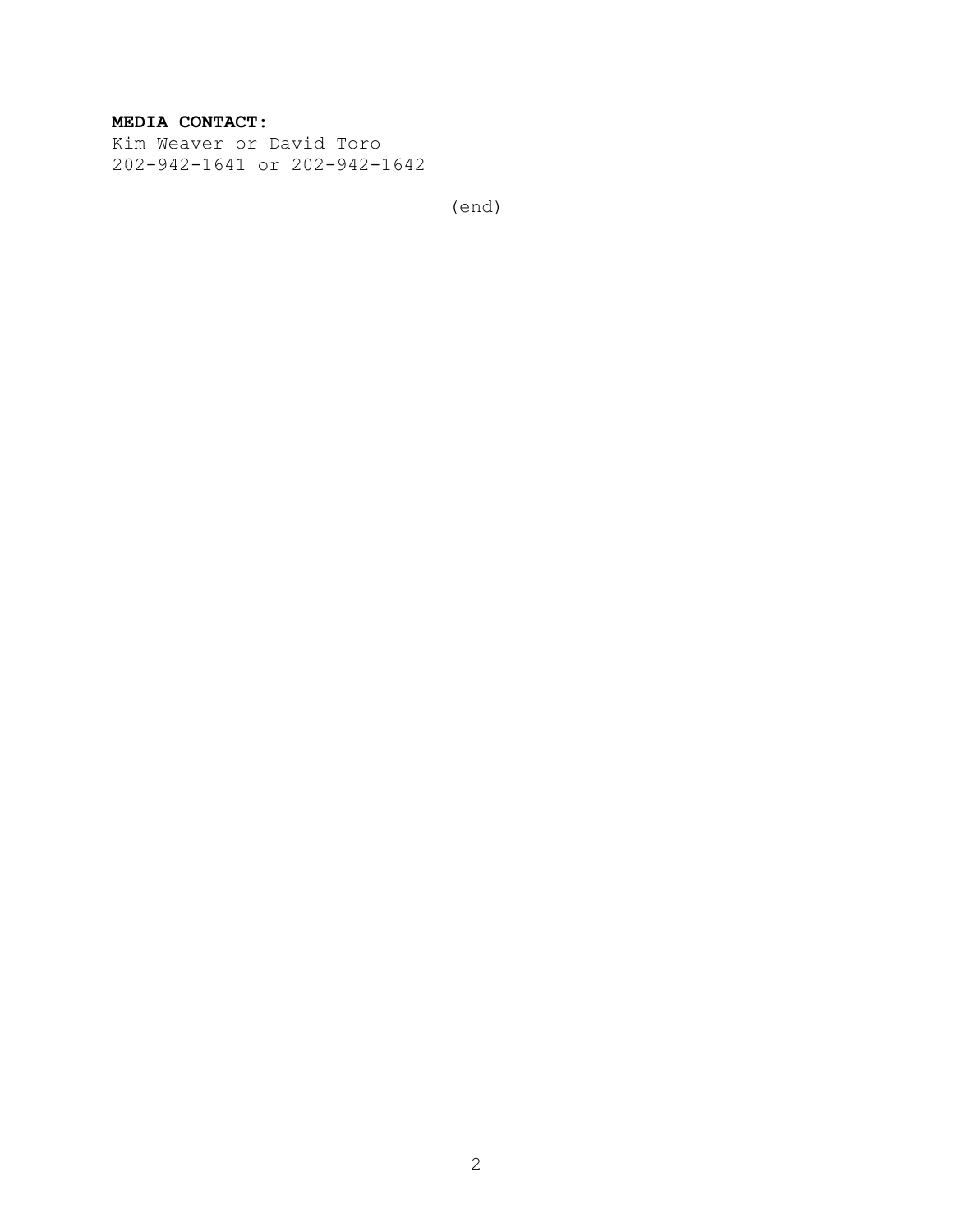**MEDIA CONTACT:**
Kim Weaver or David Toro
202-942-1641 or 202-942-1642

(end)